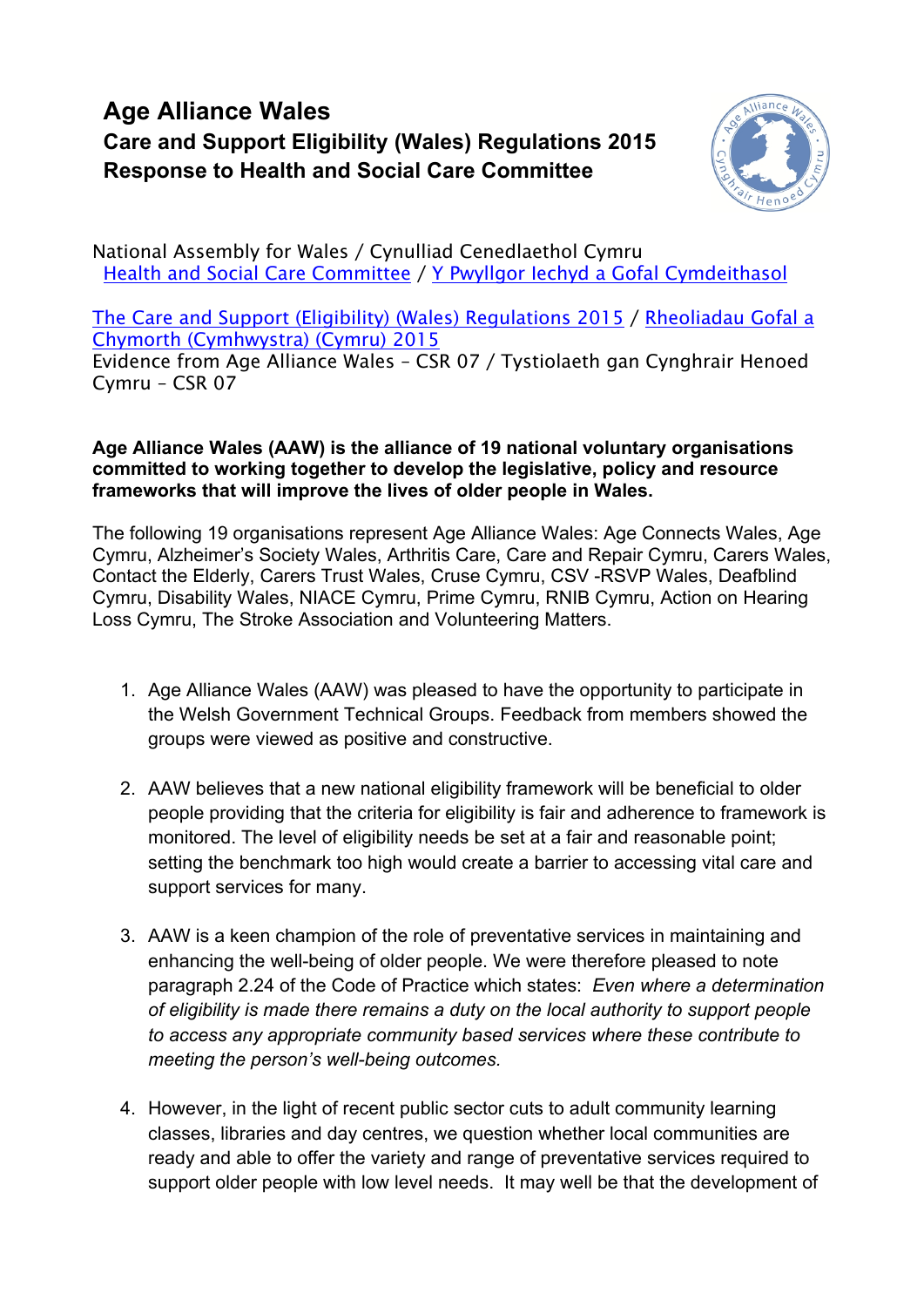# Age Alliance Wales

## Care and Support Eligibility (Wales) Regulations 2015

## Response to Health and Social Care Committee

National Assembly for Wales / Cynulliad Cenedlaethol Cymru
Health and Social Care Committee / Y Pwyllgor Iechyd a Gofal Cymdeithasol

The Care and Support (Eligibility) (Wales) Regulations 2015 / Rheoliadau Gofal a Chymorth (Cymhwystra) (Cymru) 2015
Evidence from Age Alliance Wales – CSR 07 / Tystiolaeth gan Cynghrair Henoed Cymru – CSR 07

**Age Alliance Wales (AAW) is the alliance of 19 national voluntary organisations committed to working together to develop the legislative, policy and resource frameworks that will improve the lives of older people in Wales.**

The following 19 organisations represent Age Alliance Wales: Age Connects Wales, Age Cymru, Alzheimer's Society Wales, Arthritis Care, Care and Repair Cymru, Carers Wales, Contact the Elderly, Carers Trust Wales, Cruse Cymru, CSV -RSVP Wales, Deafblind Cymru, Disability Wales, NIACE Cymru, Prime Cymru, RNIB Cymru, Action on Hearing Loss Cymru, The Stroke Association and Volunteering Matters.

1. Age Alliance Wales (AAW) was pleased to have the opportunity to participate in the Welsh Government Technical Groups. Feedback from members showed the groups were viewed as positive and constructive.

2. AAW believes that a new national eligibility framework will be beneficial to older people providing that the criteria for eligibility is fair and adherence to framework is monitored. The level of eligibility needs be set at a fair and reasonable point; setting the benchmark too high would create a barrier to accessing vital care and support services for many.

3. AAW is a keen champion of the role of preventative services in maintaining and enhancing the well-being of older people. We were therefore pleased to note paragraph 2.24 of the Code of Practice which states: *Even where a determination of eligibility is made there remains a duty on the local authority to support people to access any appropriate community based services where these contribute to meeting the person's well-being outcomes.*

4. However, in the light of recent public sector cuts to adult community learning classes, libraries and day centres, we question whether local communities are ready and able to offer the variety and range of preventative services required to support older people with low level needs. It may well be that the development of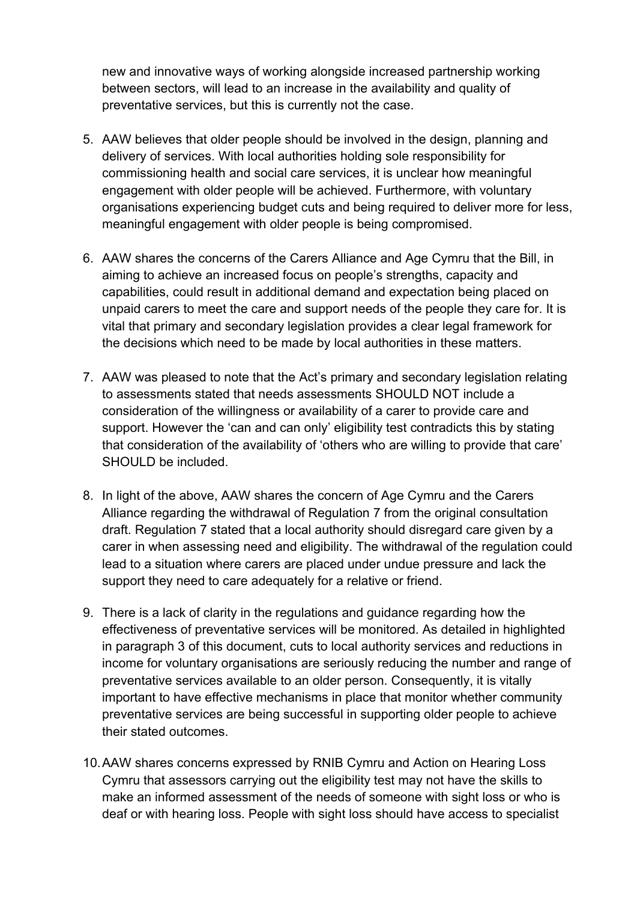new and innovative ways of working alongside increased partnership working between sectors, will lead to an increase in the availability and quality of preventative services, but this is currently not the case.

5. AAW believes that older people should be involved in the design, planning and delivery of services. With local authorities holding sole responsibility for commissioning health and social care services, it is unclear how meaningful engagement with older people will be achieved. Furthermore, with voluntary organisations experiencing budget cuts and being required to deliver more for less, meaningful engagement with older people is being compromised.

6. AAW shares the concerns of the Carers Alliance and Age Cymru that the Bill, in aiming to achieve an increased focus on people's strengths, capacity and capabilities, could result in additional demand and expectation being placed on unpaid carers to meet the care and support needs of the people they care for. It is vital that primary and secondary legislation provides a clear legal framework for the decisions which need to be made by local authorities in these matters.

7. AAW was pleased to note that the Act's primary and secondary legislation relating to assessments stated that needs assessments SHOULD NOT include a consideration of the willingness or availability of a carer to provide care and support. However the 'can and can only' eligibility test contradicts this by stating that consideration of the availability of 'others who are willing to provide that care' SHOULD be included.

8. In light of the above, AAW shares the concern of Age Cymru and the Carers Alliance regarding the withdrawal of Regulation 7 from the original consultation draft. Regulation 7 stated that a local authority should disregard care given by a carer in when assessing need and eligibility. The withdrawal of the regulation could lead to a situation where carers are placed under undue pressure and lack the support they need to care adequately for a relative or friend.

9. There is a lack of clarity in the regulations and guidance regarding how the effectiveness of preventative services will be monitored. As detailed in highlighted in paragraph 3 of this document, cuts to local authority services and reductions in income for voluntary organisations are seriously reducing the number and range of preventative services available to an older person. Consequently, it is vitally important to have effective mechanisms in place that monitor whether community preventative services are being successful in supporting older people to achieve their stated outcomes.

10. AAW shares concerns expressed by RNIB Cymru and Action on Hearing Loss Cymru that assessors carrying out the eligibility test may not have the skills to make an informed assessment of the needs of someone with sight loss or who is deaf or with hearing loss. People with sight loss should have access to specialist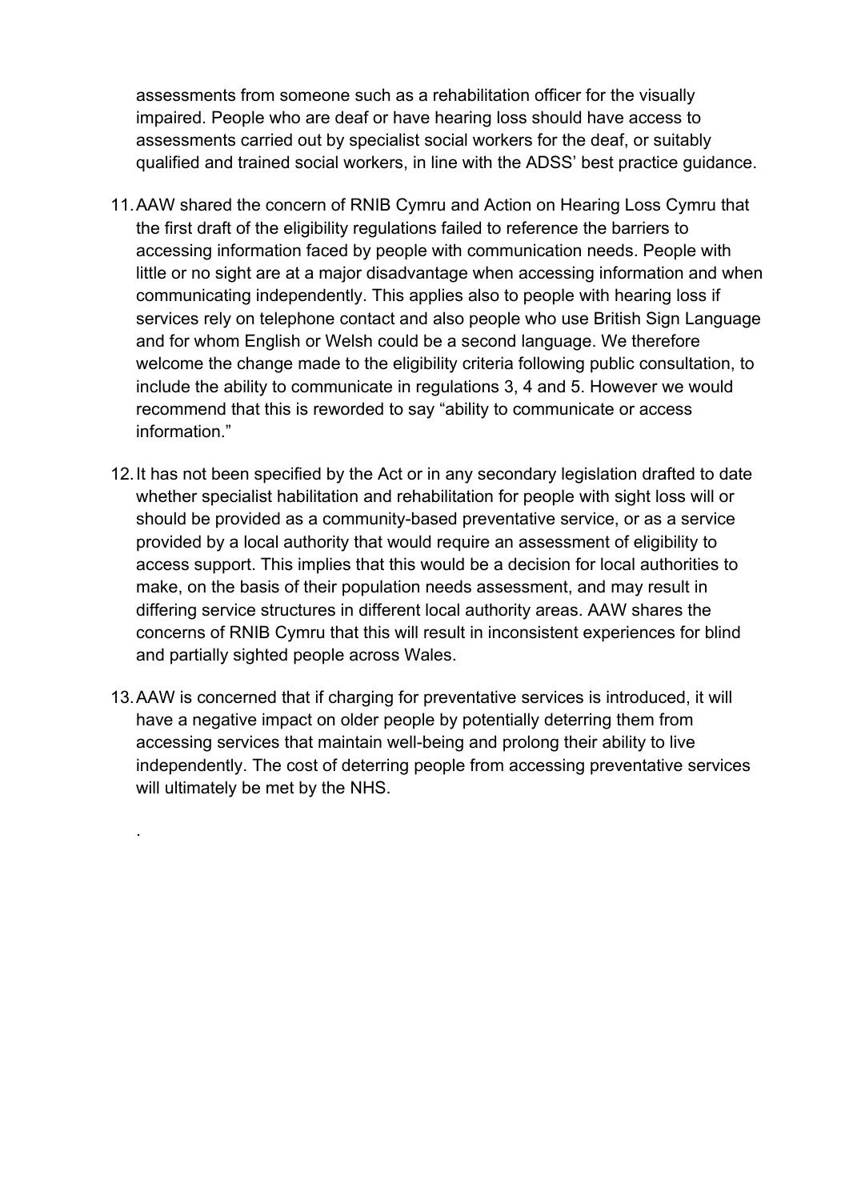assessments from someone such as a rehabilitation officer for the visually impaired. People who are deaf or have hearing loss should have access to assessments carried out by specialist social workers for the deaf, or suitably qualified and trained social workers, in line with the ADSS' best practice guidance.

11. AAW shared the concern of RNIB Cymru and Action on Hearing Loss Cymru that the first draft of the eligibility regulations failed to reference the barriers to accessing information faced by people with communication needs. People with little or no sight are at a major disadvantage when accessing information and when communicating independently. This applies also to people with hearing loss if services rely on telephone contact and also people who use British Sign Language and for whom English or Welsh could be a second language. We therefore welcome the change made to the eligibility criteria following public consultation, to include the ability to communicate in regulations 3, 4 and 5. However we would recommend that this is reworded to say "ability to communicate or access information."

12. It has not been specified by the Act or in any secondary legislation drafted to date whether specialist habilitation and rehabilitation for people with sight loss will or should be provided as a community-based preventative service, or as a service provided by a local authority that would require an assessment of eligibility to access support. This implies that this would be a decision for local authorities to make, on the basis of their population needs assessment, and may result in differing service structures in different local authority areas. AAW shares the concerns of RNIB Cymru that this will result in inconsistent experiences for blind and partially sighted people across Wales.

13. AAW is concerned that if charging for preventative services is introduced, it will have a negative impact on older people by potentially deterring them from accessing services that maintain well-being and prolong their ability to live independently. The cost of deterring people from accessing preventative services will ultimately be met by the NHS.

.